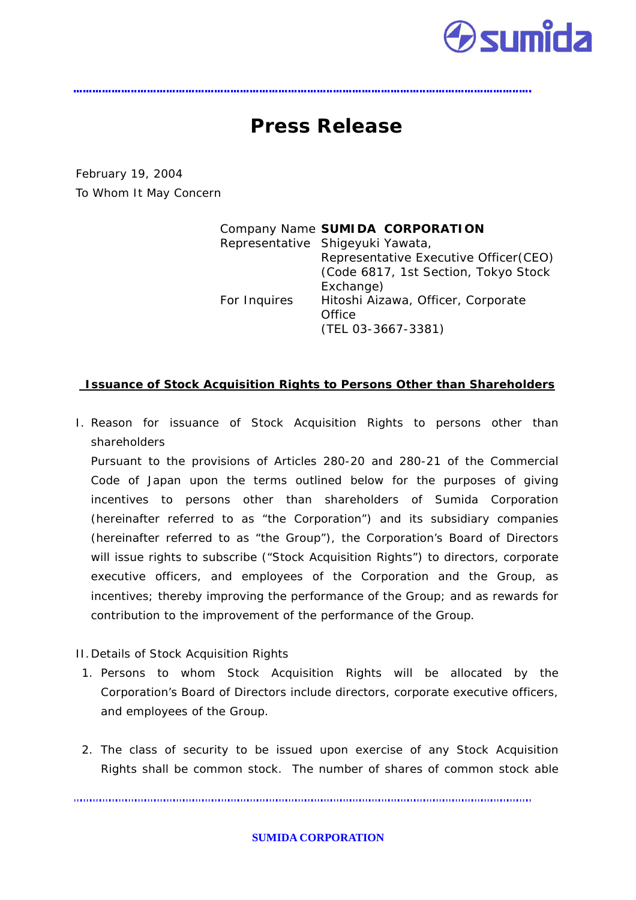# Press Release

February 19, 2004

To Whom It May Concern

| | |
|---|---|
| Company Name | **SUMIDA CORPORATION** |
| Representative | Shigeyuki Yawata, Representative Executive Officer(CEO) (Code 6817, 1st Section, Tokyo Stock Exchange) |
| For Inquires | Hitoshi Aizawa, Officer, Corporate Office (TEL 03-3667-3381) |

## Issuance of Stock Acquisition Rights to Persons Other than Shareholders

I. Reason for issuance of Stock Acquisition Rights to persons other than shareholders

Pursuant to the provisions of Articles 280-20 and 280-21 of the Commercial Code of Japan upon the terms outlined below for the purposes of giving incentives to persons other than shareholders of Sumida Corporation (hereinafter referred to as "the Corporation") and its subsidiary companies (hereinafter referred to as "the Group"), the Corporation's Board of Directors will issue rights to subscribe ("Stock Acquisition Rights") to directors, corporate executive officers, and employees of the Corporation and the Group, as incentives; thereby improving the performance of the Group; and as rewards for contribution to the improvement of the performance of the Group.

II. Details of Stock Acquisition Rights

1. Persons to whom Stock Acquisition Rights will be allocated by the Corporation's Board of Directors include directors, corporate executive officers, and employees of the Group.

2. The class of security to be issued upon exercise of any Stock Acquisition Rights shall be common stock. The number of shares of common stock able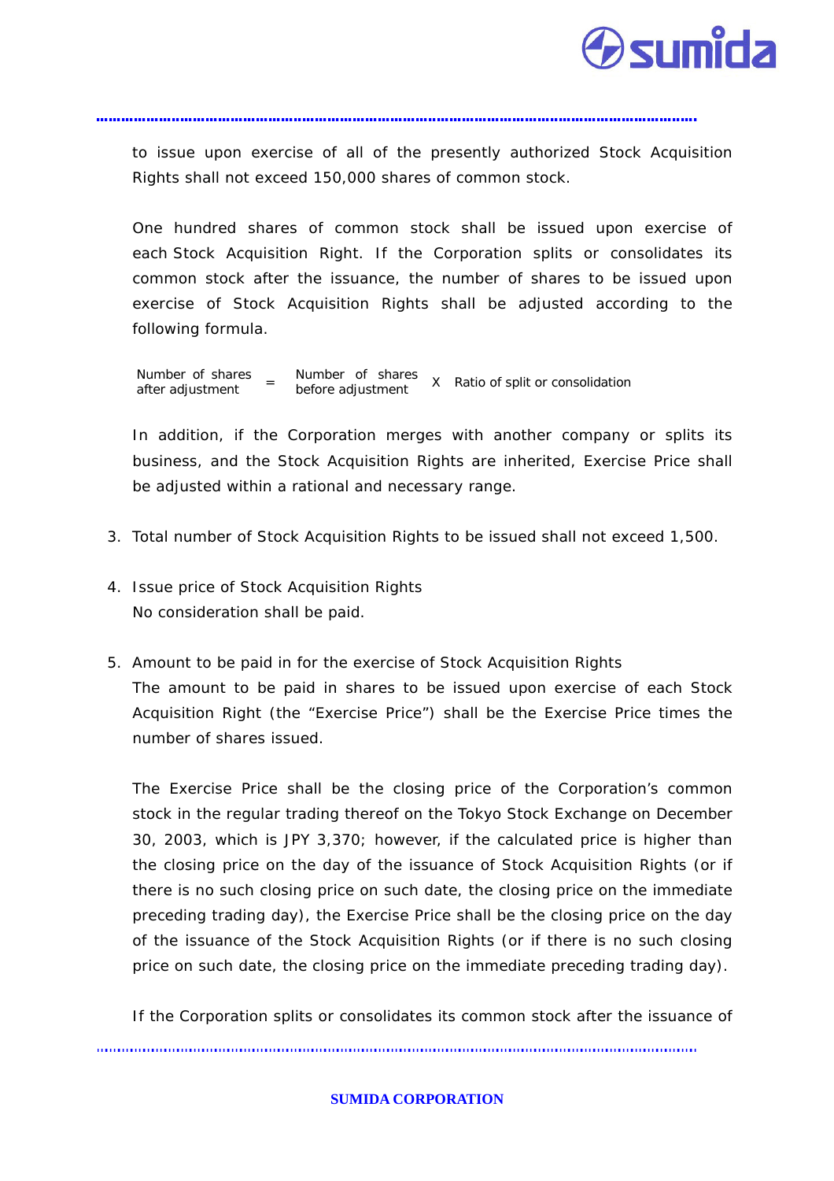to issue upon exercise of all of the presently authorized Stock Acquisition Rights shall not exceed 150,000 shares of common stock.

One hundred shares of common stock shall be issued upon exercise of each Stock Acquisition Right. If the Corporation splits or consolidates its common stock after the issuance, the number of shares to be issued upon exercise of Stock Acquisition Rights shall be adjusted according to the following formula.

$$\text{Number of shares after adjustment} = \text{Number of shares before adjustment} \times \text{Ratio of split or consolidation}$$

In addition, if the Corporation merges with another company or splits its business, and the Stock Acquisition Rights are inherited, Exercise Price shall be adjusted within a rational and necessary range.

3. Total number of Stock Acquisition Rights to be issued shall not exceed 1,500.

4. Issue price of Stock Acquisition Rights
   No consideration shall be paid.

5. Amount to be paid in for the exercise of Stock Acquisition Rights
   The amount to be paid in shares to be issued upon exercise of each Stock Acquisition Right (the "Exercise Price") shall be the Exercise Price times the number of shares issued.

   The Exercise Price shall be the closing price of the Corporation's common stock in the regular trading thereof on the Tokyo Stock Exchange on December 30, 2003, which is JPY 3,370; however, if the calculated price is higher than the closing price on the day of the issuance of Stock Acquisition Rights (or if there is no such closing price on such date, the closing price on the immediate preceding trading day), the Exercise Price shall be the closing price on the day of the issuance of the Stock Acquisition Rights (or if there is no such closing price on such date, the closing price on the immediate preceding trading day).

   If the Corporation splits or consolidates its common stock after the issuance of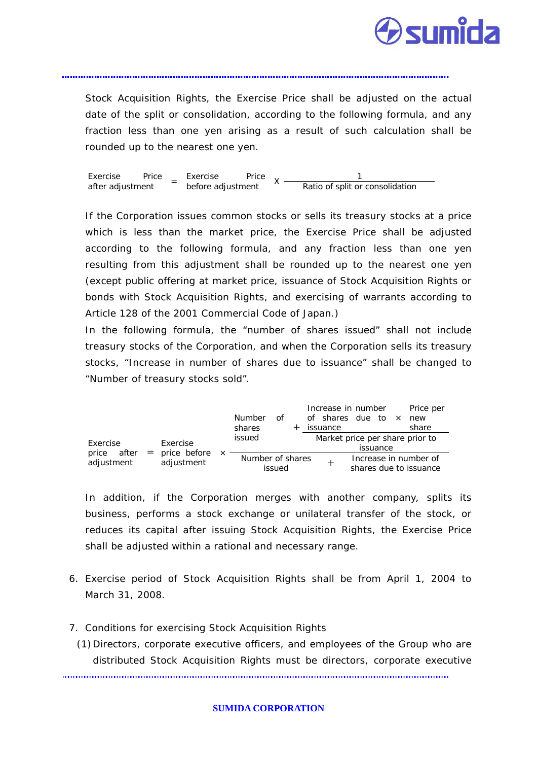Stock Acquisition Rights, the Exercise Price shall be adjusted on the actual date of the split or consolidation, according to the following formula, and any fraction less than one yen arising as a result of such calculation shall be rounded up to the nearest one yen.

$$\text{Exercise Price after adjustment} = \text{Exercise Price before adjustment} \times \frac{1}{\text{Ratio of split or consolidation}}$$

If the Corporation issues common stocks or sells its treasury stocks at a price which is less than the market price, the Exercise Price shall be adjusted according to the following formula, and any fraction less than one yen resulting from this adjustment shall be rounded up to the nearest one yen (except public offering at market price, issuance of Stock Acquisition Rights or bonds with Stock Acquisition Rights, and exercising of warrants according to Article 128 of the 2001 Commercial Code of Japan.)

In the following formula, the "number of shares issued" shall not include treasury stocks of the Corporation, and when the Corporation sells its treasury stocks, "Increase in number of shares due to issuance" shall be changed to "Number of treasury stocks sold".

$$\text{Exercise price after adjustment} = \text{Exercise price before adjustment} \times \frac{\text{Number of shares issued} + \dfrac{\text{Increase in number of shares due to issuance} \times \text{Price per new share}}{\text{Market price per share prior to issuance}}}{\text{Number of shares issued} + \text{Increase in number of shares due to issuance}}$$

In addition, if the Corporation merges with another company, splits its business, performs a stock exchange or unilateral transfer of the stock, or reduces its capital after issuing Stock Acquisition Rights, the Exercise Price shall be adjusted within a rational and necessary range.

6. Exercise period of Stock Acquisition Rights shall be from April 1, 2004 to March 31, 2008.

7. Conditions for exercising Stock Acquisition Rights
   (1) Directors, corporate executive officers, and employees of the Group who are distributed Stock Acquisition Rights must be directors, corporate executive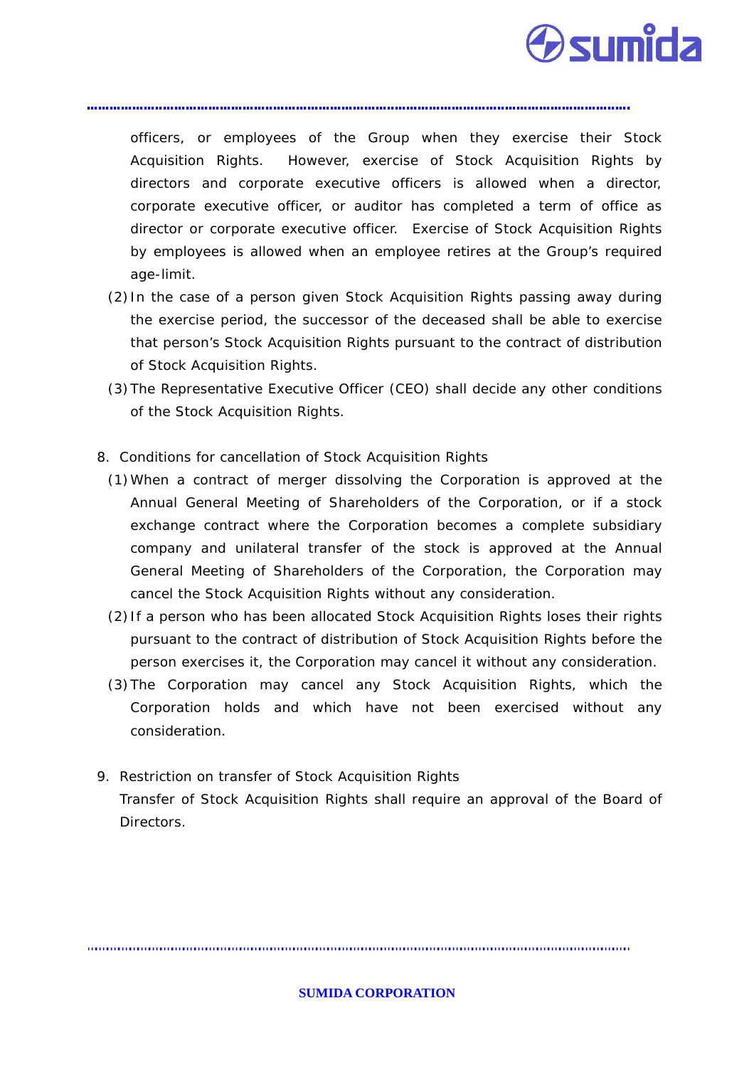officers, or employees of the Group when they exercise their Stock Acquisition Rights. However, exercise of Stock Acquisition Rights by directors and corporate executive officers is allowed when a director, corporate executive officer, or auditor has completed a term of office as director or corporate executive officer. Exercise of Stock Acquisition Rights by employees is allowed when an employee retires at the Group's required age-limit.

(2) In the case of a person given Stock Acquisition Rights passing away during the exercise period, the successor of the deceased shall be able to exercise that person's Stock Acquisition Rights pursuant to the contract of distribution of Stock Acquisition Rights.

(3) The Representative Executive Officer (CEO) shall decide any other conditions of the Stock Acquisition Rights.

8. Conditions for cancellation of Stock Acquisition Rights

(1) When a contract of merger dissolving the Corporation is approved at the Annual General Meeting of Shareholders of the Corporation, or if a stock exchange contract where the Corporation becomes a complete subsidiary company and unilateral transfer of the stock is approved at the Annual General Meeting of Shareholders of the Corporation, the Corporation may cancel the Stock Acquisition Rights without any consideration.

(2) If a person who has been allocated Stock Acquisition Rights loses their rights pursuant to the contract of distribution of Stock Acquisition Rights before the person exercises it, the Corporation may cancel it without any consideration.

(3) The Corporation may cancel any Stock Acquisition Rights, which the Corporation holds and which have not been exercised without any consideration.

9. Restriction on transfer of Stock Acquisition Rights

Transfer of Stock Acquisition Rights shall require an approval of the Board of Directors.